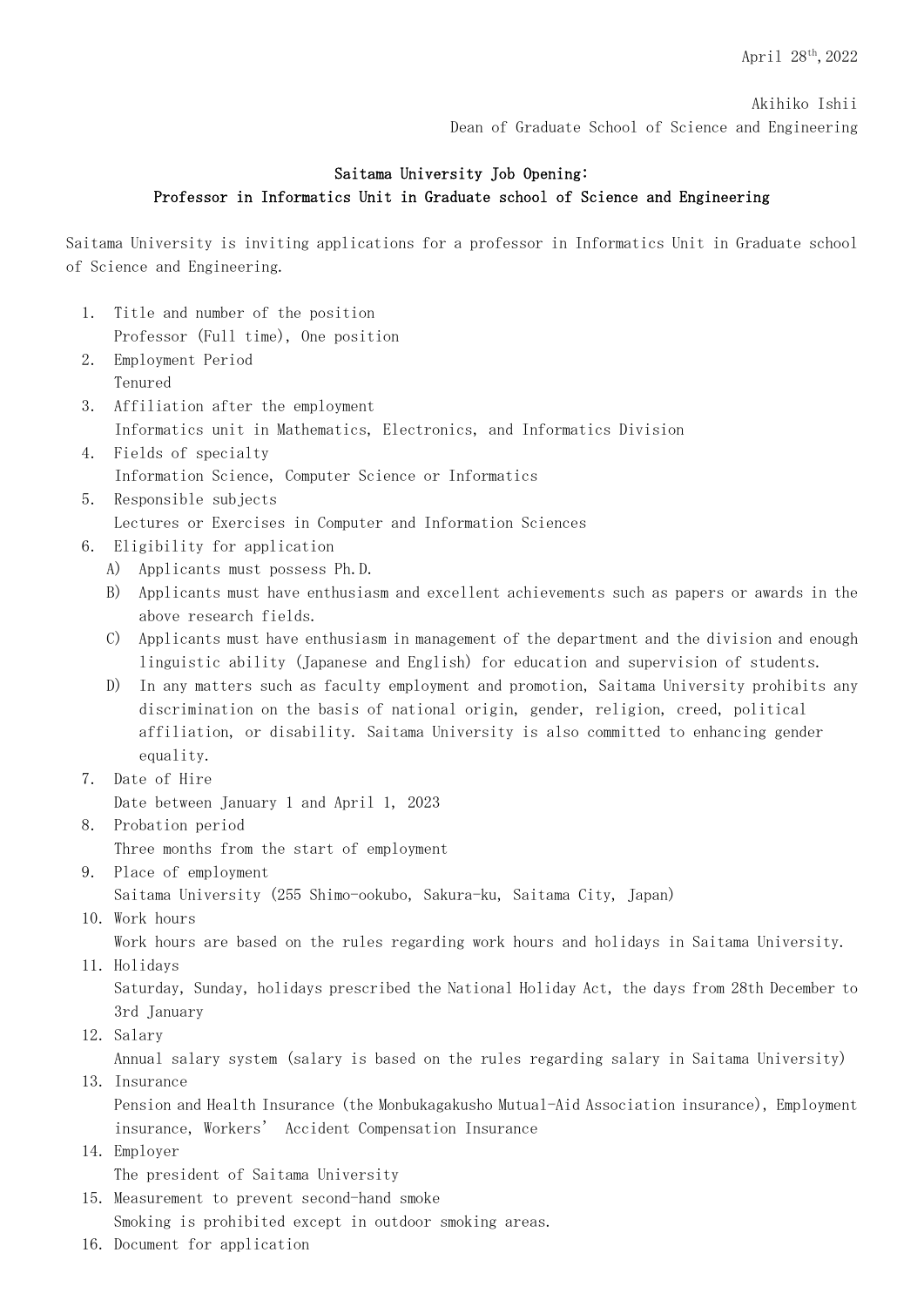April 28th, 2022

Akihiko Ishii

Dean of Graduate School of Science and Engineering

## Saitama University Job Opening: Professor in Informatics Unit in Graduate school of Science and Engineering

Saitama University is inviting applications for a professor in Informatics Unit in Graduate school of Science and Engineering.

1. Title and number of the position
   Professor (Full time), One position
2. Employment Period
   Tenured
3. Affiliation after the employment
   Informatics unit in Mathematics, Electronics, and Informatics Division
4. Fields of specialty
   Information Science, Computer Science or Informatics
5. Responsible subjects
   Lectures or Exercises in Computer and Information Sciences
6. Eligibility for application
   A) Applicants must possess Ph.D.
   B) Applicants must have enthusiasm and excellent achievements such as papers or awards in the above research fields.
   C) Applicants must have enthusiasm in management of the department and the division and enough linguistic ability (Japanese and English) for education and supervision of students.
   D) In any matters such as faculty employment and promotion, Saitama University prohibits any discrimination on the basis of national origin, gender, religion, creed, political affiliation, or disability. Saitama University is also committed to enhancing gender equality.
7. Date of Hire
   Date between January 1 and April 1, 2023
8. Probation period
   Three months from the start of employment
9. Place of employment
   Saitama University (255 Shimo-ookubo, Sakura-ku, Saitama City, Japan)
10. Work hours
    Work hours are based on the rules regarding work hours and holidays in Saitama University.
11. Holidays
    Saturday, Sunday, holidays prescribed the National Holiday Act, the days from 28th December to 3rd January
12. Salary
    Annual salary system (salary is based on the rules regarding salary in Saitama University)
13. Insurance
    Pension and Health Insurance (the Monbukagakusho Mutual-Aid Association insurance), Employment insurance, Workers' Accident Compensation Insurance
14. Employer
    The president of Saitama University
15. Measurement to prevent second-hand smoke
    Smoking is prohibited except in outdoor smoking areas.
16. Document for application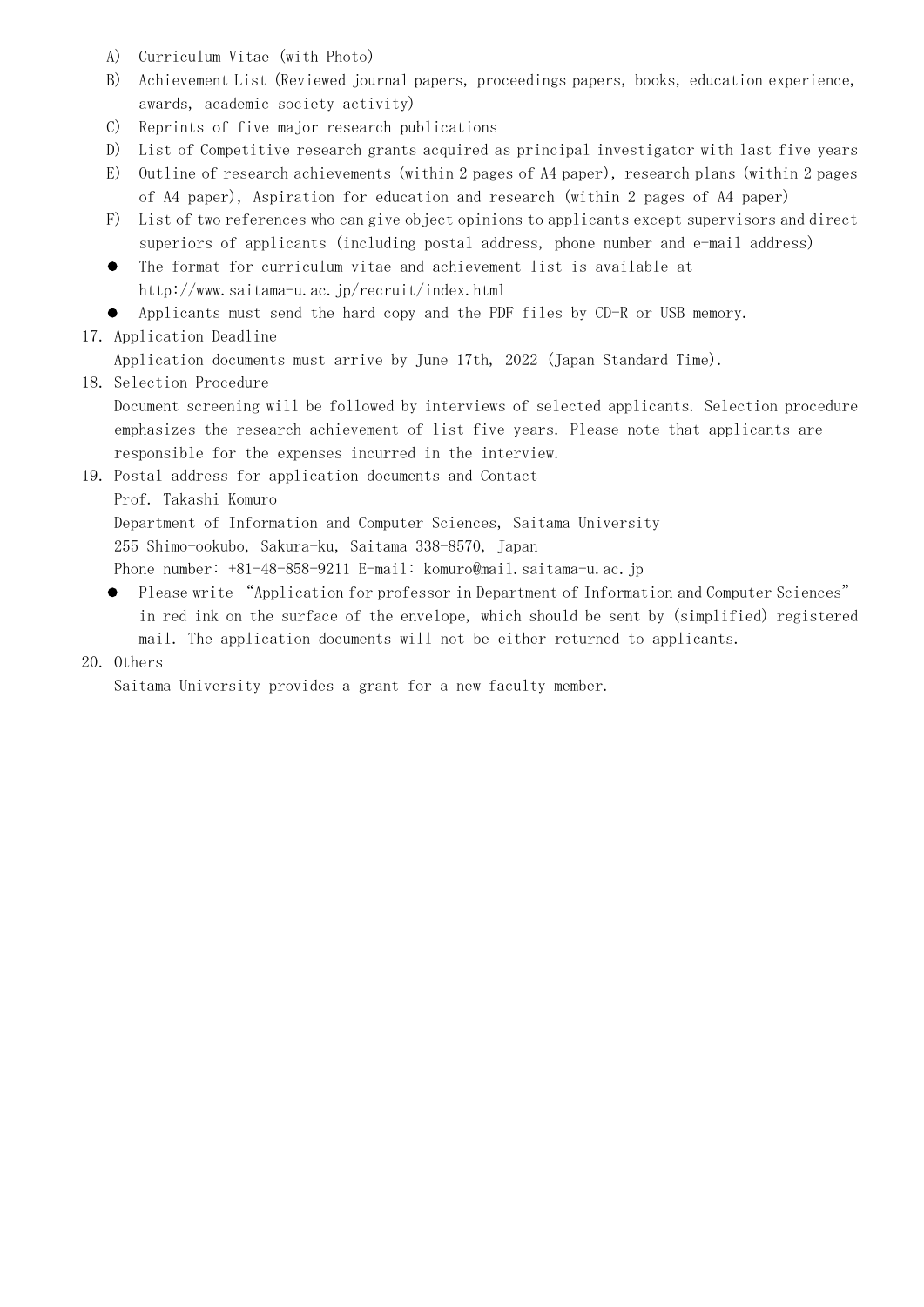A) Curriculum Vitae (with Photo)

B) Achievement List (Reviewed journal papers, proceedings papers, books, education experience, awards, academic society activity)

C) Reprints of five major research publications

D) List of Competitive research grants acquired as principal investigator with last five years

E) Outline of research achievements (within 2 pages of A4 paper), research plans (within 2 pages of A4 paper), Aspiration for education and research (within 2 pages of A4 paper)

F) List of two references who can give object opinions to applicants except supervisors and direct superiors of applicants (including postal address, phone number and e-mail address)

- The format for curriculum vitae and achievement list is available at http://www.saitama-u.ac.jp/recruit/index.html
- Applicants must send the hard copy and the PDF files by CD-R or USB memory.

17. Application Deadline

Application documents must arrive by June 17th, 2022 (Japan Standard Time).

18. Selection Procedure

Document screening will be followed by interviews of selected applicants. Selection procedure emphasizes the research achievement of list five years. Please note that applicants are responsible for the expenses incurred in the interview.

19. Postal address for application documents and Contact

Prof. Takashi Komuro

Department of Information and Computer Sciences, Saitama University

255 Shimo-ookubo, Sakura-ku, Saitama 338-8570, Japan

Phone number: +81-48-858-9211 E-mail: komuro@mail.saitama-u.ac.jp

- Please write "Application for professor in Department of Information and Computer Sciences" in red ink on the surface of the envelope, which should be sent by (simplified) registered mail. The application documents will not be either returned to applicants.

20. Others

Saitama University provides a grant for a new faculty member.